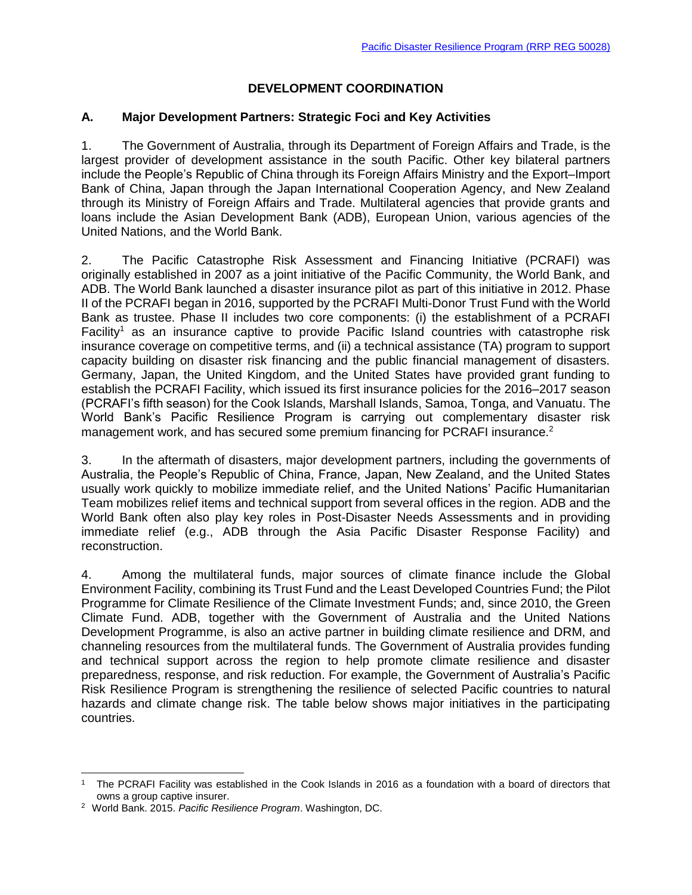# DEVELOPMENT COORDINATION

## A. Major Development Partners: Strategic Foci and Key Activities

1. The Government of Australia, through its Department of Foreign Affairs and Trade, is the largest provider of development assistance in the south Pacific. Other key bilateral partners include the People's Republic of China through its Foreign Affairs Ministry and the Export–Import Bank of China, Japan through the Japan International Cooperation Agency, and New Zealand through its Ministry of Foreign Affairs and Trade. Multilateral agencies that provide grants and loans include the Asian Development Bank (ADB), European Union, various agencies of the United Nations, and the World Bank.

2. The Pacific Catastrophe Risk Assessment and Financing Initiative (PCRAFI) was originally established in 2007 as a joint initiative of the Pacific Community, the World Bank, and ADB. The World Bank launched a disaster insurance pilot as part of this initiative in 2012. Phase II of the PCRAFI began in 2016, supported by the PCRAFI Multi-Donor Trust Fund with the World Bank as trustee. Phase II includes two core components: (i) the establishment of a PCRAFI Facility[1] as an insurance captive to provide Pacific Island countries with catastrophe risk insurance coverage on competitive terms, and (ii) a technical assistance (TA) program to support capacity building on disaster risk financing and the public financial management of disasters. Germany, Japan, the United Kingdom, and the United States have provided grant funding to establish the PCRAFI Facility, which issued its first insurance policies for the 2016–2017 season (PCRAFI's fifth season) for the Cook Islands, Marshall Islands, Samoa, Tonga, and Vanuatu. The World Bank's Pacific Resilience Program is carrying out complementary disaster risk management work, and has secured some premium financing for PCRAFI insurance.[2]

3. In the aftermath of disasters, major development partners, including the governments of Australia, the People's Republic of China, France, Japan, New Zealand, and the United States usually work quickly to mobilize immediate relief, and the United Nations' Pacific Humanitarian Team mobilizes relief items and technical support from several offices in the region. ADB and the World Bank often also play key roles in Post-Disaster Needs Assessments and in providing immediate relief (e.g., ADB through the Asia Pacific Disaster Response Facility) and reconstruction.

4. Among the multilateral funds, major sources of climate finance include the Global Environment Facility, combining its Trust Fund and the Least Developed Countries Fund; the Pilot Programme for Climate Resilience of the Climate Investment Funds; and, since 2010, the Green Climate Fund. ADB, together with the Government of Australia and the United Nations Development Programme, is also an active partner in building climate resilience and DRM, and channeling resources from the multilateral funds. The Government of Australia provides funding and technical support across the region to help promote climate resilience and disaster preparedness, response, and risk reduction. For example, the Government of Australia's Pacific Risk Resilience Program is strengthening the resilience of selected Pacific countries to natural hazards and climate change risk. The table below shows major initiatives in the participating countries.

---

[1] The PCRAFI Facility was established in the Cook Islands in 2016 as a foundation with a board of directors that owns a group captive insurer.

[2] World Bank. 2015. *Pacific Resilience Program*. Washington, DC.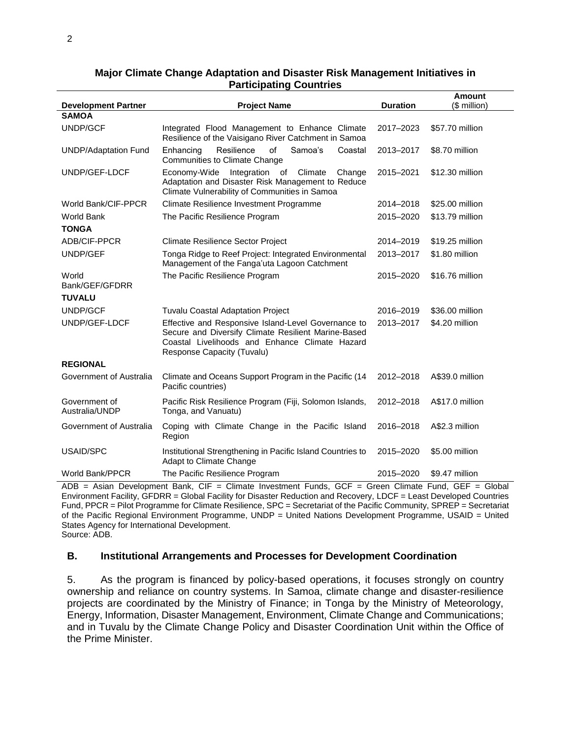**Major Climate Change Adaptation and Disaster Risk Management Initiatives in Participating Countries**

| Development Partner | Project Name | Duration | Amount ($ million) |
|---|---|---|---|
| **SAMOA** | | | |
| UNDP/GCF | Integrated Flood Management to Enhance Climate Resilience of the Vaisigano River Catchment in Samoa | 2017–2023 | $57.70 million |
| UNDP/Adaptation Fund | Enhancing Resilience of Samoa's Coastal Communities to Climate Change | 2013–2017 | $8.70 million |
| UNDP/GEF-LDCF | Economy-Wide Integration of Climate Change Adaptation and Disaster Risk Management to Reduce Climate Vulnerability of Communities in Samoa | 2015–2021 | $12.30 million |
| World Bank/CIF-PPCR | Climate Resilience Investment Programme | 2014–2018 | $25.00 million |
| World Bank | The Pacific Resilience Program | 2015–2020 | $13.79 million |
| **TONGA** | | | |
| ADB/CIF-PPCR | Climate Resilience Sector Project | 2014–2019 | $19.25 million |
| UNDP/GEF | Tonga Ridge to Reef Project: Integrated Environmental Management of the Fanga'uta Lagoon Catchment | 2013–2017 | $1.80 million |
| World Bank/GEF/GFDRR | The Pacific Resilience Program | 2015–2020 | $16.76 million |
| **TUVALU** | | | |
| UNDP/GCF | Tuvalu Coastal Adaptation Project | 2016–2019 | $36.00 million |
| UNDP/GEF-LDCF | Effective and Responsive Island-Level Governance to Secure and Diversify Climate Resilient Marine-Based Coastal Livelihoods and Enhance Climate Hazard Response Capacity (Tuvalu) | 2013–2017 | $4.20 million |
| **REGIONAL** | | | |
| Government of Australia | Climate and Oceans Support Program in the Pacific (14 Pacific countries) | 2012–2018 | A$39.0 million |
| Government of Australia/UNDP | Pacific Risk Resilience Program (Fiji, Solomon Islands, Tonga, and Vanuatu) | 2012–2018 | A$17.0 million |
| Government of Australia | Coping with Climate Change in the Pacific Island Region | 2016–2018 | A$2.3 million |
| USAID/SPC | Institutional Strengthening in Pacific Island Countries to Adapt to Climate Change | 2015–2020 | $5.00 million |
| World Bank/PPCR | The Pacific Resilience Program | 2015–2020 | $9.47 million |

ADB = Asian Development Bank, CIF = Climate Investment Funds, GCF = Green Climate Fund, GEF = Global Environment Facility, GFDRR = Global Facility for Disaster Reduction and Recovery, LDCF = Least Developed Countries Fund, PPCR = Pilot Programme for Climate Resilience, SPC = Secretariat of the Pacific Community, SPREP = Secretariat of the Pacific Regional Environment Programme, UNDP = United Nations Development Programme, USAID = United States Agency for International Development.
Source: ADB.

## B. Institutional Arrangements and Processes for Development Coordination

5. As the program is financed by policy-based operations, it focuses strongly on country ownership and reliance on country systems. In Samoa, climate change and disaster-resilience projects are coordinated by the Ministry of Finance; in Tonga by the Ministry of Meteorology, Energy, Information, Disaster Management, Environment, Climate Change and Communications; and in Tuvalu by the Climate Change Policy and Disaster Coordination Unit within the Office of the Prime Minister.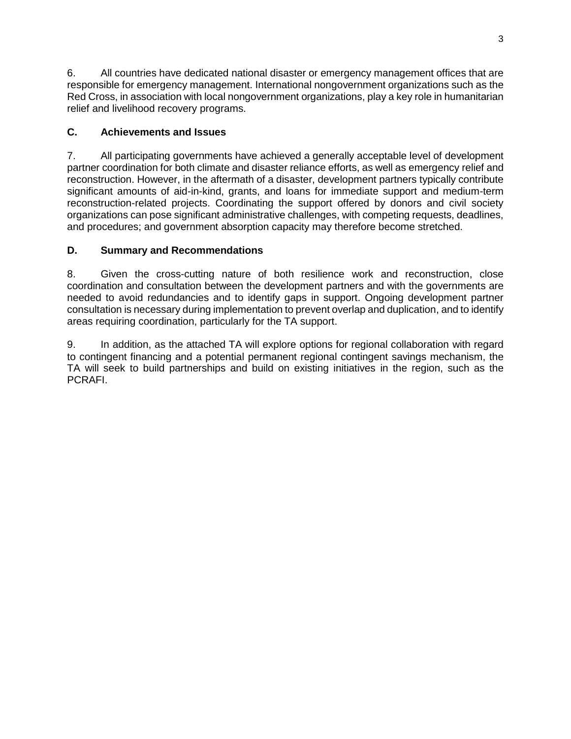6. All countries have dedicated national disaster or emergency management offices that are responsible for emergency management. International nongovernment organizations such as the Red Cross, in association with local nongovernment organizations, play a key role in humanitarian relief and livelihood recovery programs.

### C. Achievements and Issues

7. All participating governments have achieved a generally acceptable level of development partner coordination for both climate and disaster reliance efforts, as well as emergency relief and reconstruction. However, in the aftermath of a disaster, development partners typically contribute significant amounts of aid-in-kind, grants, and loans for immediate support and medium-term reconstruction-related projects. Coordinating the support offered by donors and civil society organizations can pose significant administrative challenges, with competing requests, deadlines, and procedures; and government absorption capacity may therefore become stretched.

### D. Summary and Recommendations

8. Given the cross-cutting nature of both resilience work and reconstruction, close coordination and consultation between the development partners and with the governments are needed to avoid redundancies and to identify gaps in support. Ongoing development partner consultation is necessary during implementation to prevent overlap and duplication, and to identify areas requiring coordination, particularly for the TA support.

9. In addition, as the attached TA will explore options for regional collaboration with regard to contingent financing and a potential permanent regional contingent savings mechanism, the TA will seek to build partnerships and build on existing initiatives in the region, such as the PCRAFI.